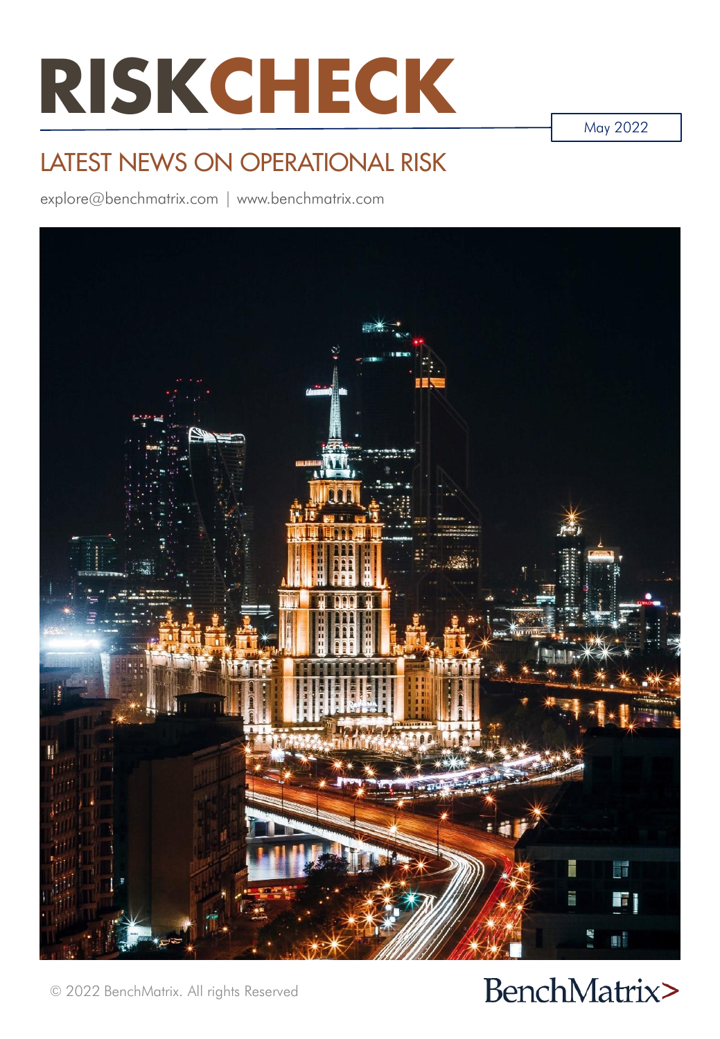# RISKCHECK

May 2022

## LATEST NEWS ON OPERATIONAL RISK

explore@benchmatrix.com | www.benchmatrix.com

© 2022 BenchMatrix. All rights Reserved

BenchMatrix>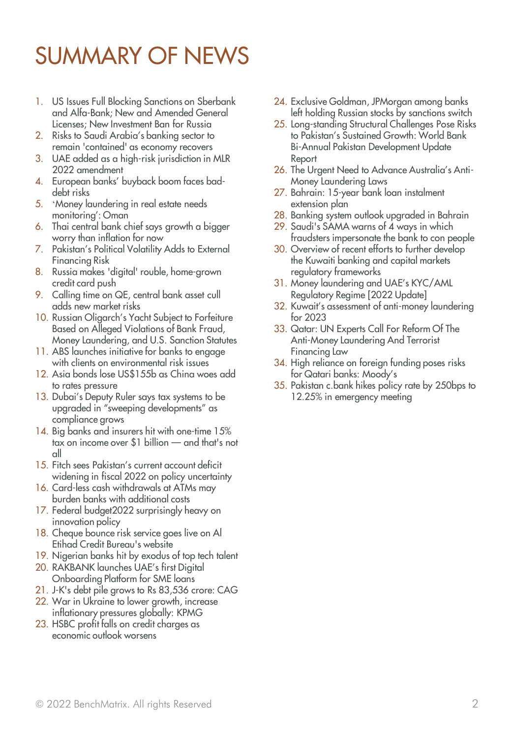# SUMMARY OF NEWS

1. US Issues Full Blocking Sanctions on Sberbank and Alfa-Bank; New and Amended General Licenses; New Investment Ban for Russia
2. Risks to Saudi Arabia's banking sector to remain 'contained' as economy recovers
3. UAE added as a high-risk jurisdiction in MLR 2022 amendment
4. European banks' buyback boom faces bad-debt risks
5. 'Money laundering in real estate needs monitoring': Oman
6. Thai central bank chief says growth a bigger worry than inflation for now
7. Pakistan's Political Volatility Adds to External Financing Risk
8. Russia makes 'digital' rouble, home-grown credit card push
9. Calling time on QE, central bank asset cull adds new market risks
10. Russian Oligarch's Yacht Subject to Forfeiture Based on Alleged Violations of Bank Fraud, Money Laundering, and U.S. Sanction Statutes
11. ABS launches initiative for banks to engage with clients on environmental risk issues
12. Asia bonds lose US$155b as China woes add to rates pressure
13. Dubai's Deputy Ruler says tax systems to be upgraded in "sweeping developments" as compliance grows
14. Big banks and insurers hit with one-time 15% tax on income over $1 billion — and that's not all
15. Fitch sees Pakistan's current account deficit widening in fiscal 2022 on policy uncertainty
16. Card-less cash withdrawals at ATMs may burden banks with additional costs
17. Federal budget2022 surprisingly heavy on innovation policy
18. Cheque bounce risk service goes live on Al Etihad Credit Bureau's website
19. Nigerian banks hit by exodus of top tech talent
20. RAKBANK launches UAE's first Digital Onboarding Platform for SME loans
21. J-K's debt pile grows to Rs 83,536 crore: CAG
22. War in Ukraine to lower growth, increase inflationary pressures globally: KPMG
23. HSBC profit falls on credit charges as economic outlook worsens
24. Exclusive Goldman, JPMorgan among banks left holding Russian stocks by sanctions switch
25. Long-standing Structural Challenges Pose Risks to Pakistan's Sustained Growth: World Bank Bi-Annual Pakistan Development Update Report
26. The Urgent Need to Advance Australia's Anti-Money Laundering Laws
27. Bahrain: 15-year bank loan instalment extension plan
28. Banking system outlook upgraded in Bahrain
29. Saudi's SAMA warns of 4 ways in which fraudsters impersonate the bank to con people
30. Overview of recent efforts to further develop the Kuwaiti banking and capital markets regulatory frameworks
31. Money laundering and UAE's KYC/AML Regulatory Regime [2022 Update]
32. Kuwait's assessment of anti-money laundering for 2023
33. Qatar: UN Experts Call For Reform Of The Anti-Money Laundering And Terrorist Financing Law
34. High reliance on foreign funding poses risks for Qatari banks: Moody's
35. Pakistan c.bank hikes policy rate by 250bps to 12.25% in emergency meeting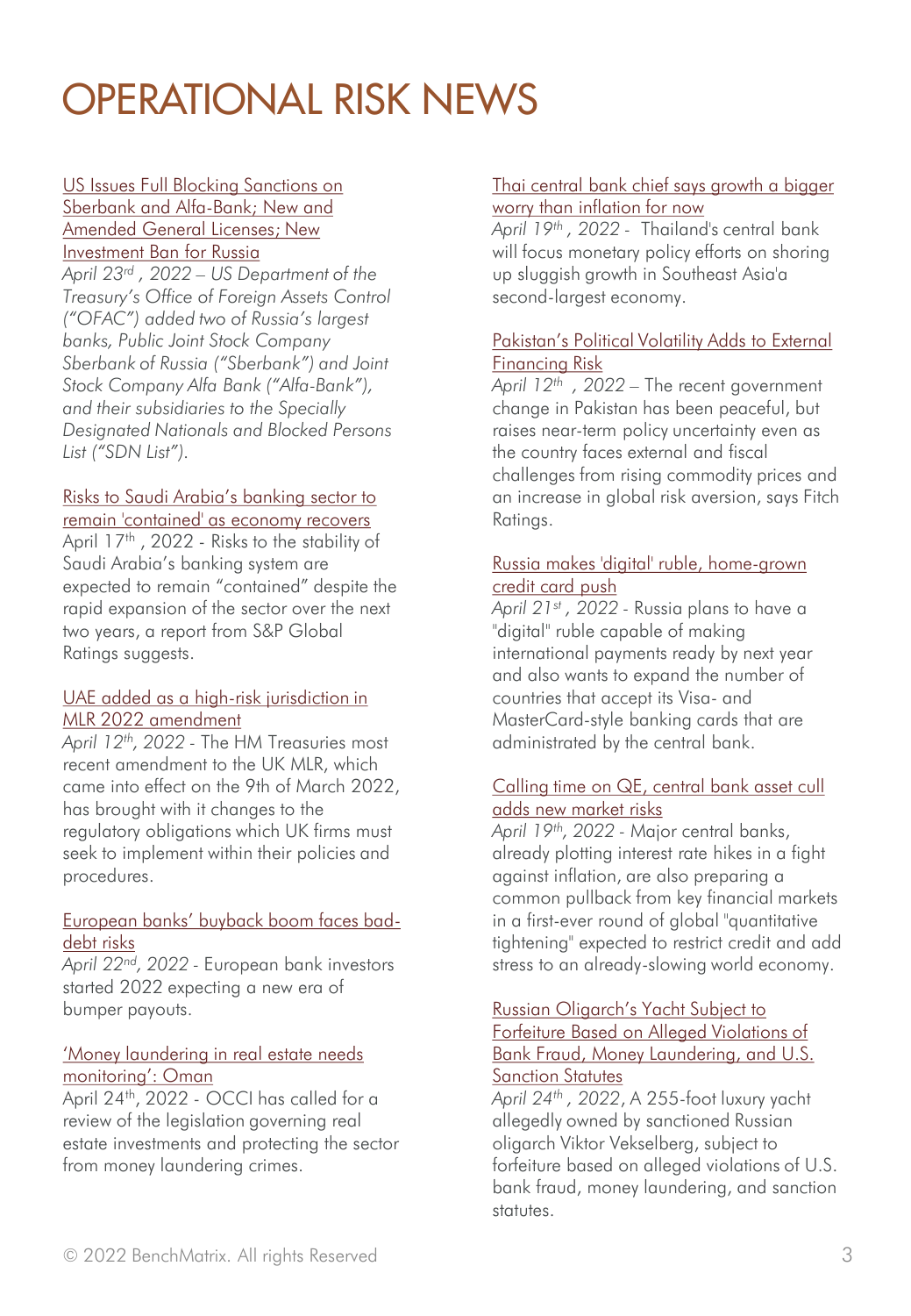# OPERATIONAL RISK NEWS

[US Issues Full Blocking Sanctions on Sberbank and Alfa-Bank; New and Amended General Licenses; New Investment Ban for Russia](#)

*April 23rd, 2022 – US Department of the Treasury's Office of Foreign Assets Control ("OFAC") added two of Russia's largest banks, Public Joint Stock Company Sberbank of Russia ("Sberbank") and Joint Stock Company Alfa Bank ("Alfa-Bank"), and their subsidiaries to the Specially Designated Nationals and Blocked Persons List ("SDN List").*

[Risks to Saudi Arabia's banking sector to remain 'contained' as economy recovers](#)

April 17th, 2022 - Risks to the stability of Saudi Arabia's banking system are expected to remain "contained" despite the rapid expansion of the sector over the next two years, a report from S&P Global Ratings suggests.

[UAE added as a high-risk jurisdiction in MLR 2022 amendment](#)

*April 12th, 2022* - The HM Treasuries most recent amendment to the UK MLR, which came into effect on the 9th of March 2022, has brought with it changes to the regulatory obligations which UK firms must seek to implement within their policies and procedures.

[European banks' buyback boom faces bad-debt risks](#)

*April 22nd, 2022* - European bank investors started 2022 expecting a new era of bumper payouts.

['Money laundering in real estate needs monitoring': Oman](#)

April 24th, 2022 - OCCI has called for a review of the legislation governing real estate investments and protecting the sector from money laundering crimes.

[Thai central bank chief says growth a bigger worry than inflation for now](#)

*April 19th, 2022* - Thailand's central bank will focus monetary policy efforts on shoring up sluggish growth in Southeast Asia'a second-largest economy.

[Pakistan's Political Volatility Adds to External Financing Risk](#)

*April 12th, 2022* – The recent government change in Pakistan has been peaceful, but raises near-term policy uncertainty even as the country faces external and fiscal challenges from rising commodity prices and an increase in global risk aversion, says Fitch Ratings.

[Russia makes 'digital' ruble, home-grown credit card push](#)

*April 21st, 2022* - Russia plans to have a "digital" ruble capable of making international payments ready by next year and also wants to expand the number of countries that accept its Visa- and MasterCard-style banking cards that are administrated by the central bank.

[Calling time on QE, central bank asset cull adds new market risks](#)

*April 19th, 2022* - Major central banks, already plotting interest rate hikes in a fight against inflation, are also preparing a common pullback from key financial markets in a first-ever round of global "quantitative tightening" expected to restrict credit and add stress to an already-slowing world economy.

[Russian Oligarch's Yacht Subject to Forfeiture Based on Alleged Violations of Bank Fraud, Money Laundering, and U.S. Sanction Statutes](#)

*April 24th, 2022*, A 255-foot luxury yacht allegedly owned by sanctioned Russian oligarch Viktor Vekselberg, subject to forfeiture based on alleged violations of U.S. bank fraud, money laundering, and sanction statutes.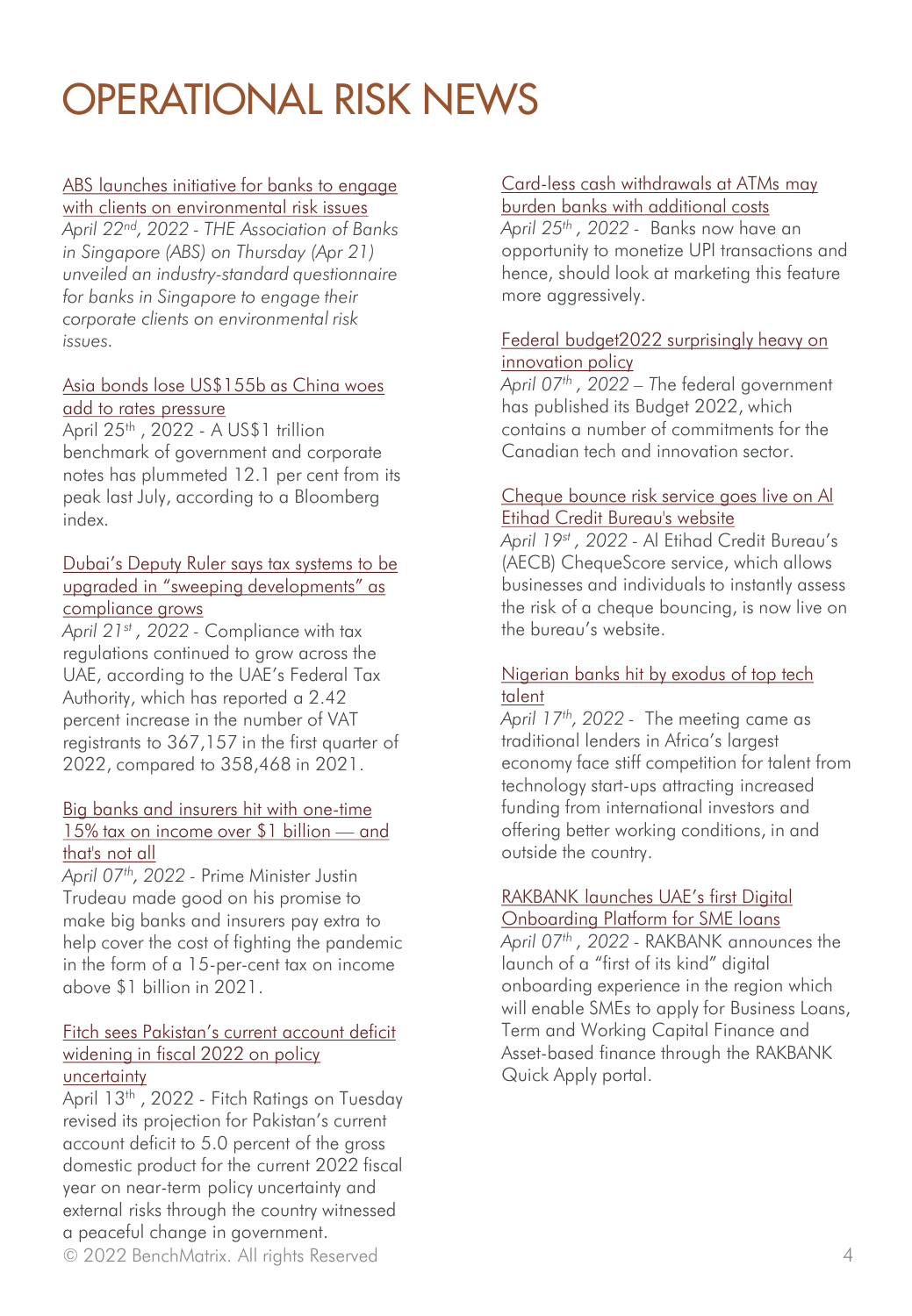# OPERATIONAL RISK NEWS

ABS launches initiative for banks to engage with clients on environmental risk issues

*April 22nd, 2022 - THE Association of Banks in Singapore (ABS) on Thursday (Apr 21) unveiled an industry-standard questionnaire for banks in Singapore to engage their corporate clients on environmental risk issues.*

Asia bonds lose US$155b as China woes add to rates pressure

April 25th , 2022 - A US$1 trillion benchmark of government and corporate notes has plummeted 12.1 per cent from its peak last July, according to a Bloomberg index.

Dubai's Deputy Ruler says tax systems to be upgraded in "sweeping developments" as compliance grows

*April 21st , 2022* - Compliance with tax regulations continued to grow across the UAE, according to the UAE's Federal Tax Authority, which has reported a 2.42 percent increase in the number of VAT registrants to 367,157 in the first quarter of 2022, compared to 358,468 in 2021.

Big banks and insurers hit with one-time 15% tax on income over $1 billion — and that's not all

*April 07th, 2022* - Prime Minister Justin Trudeau made good on his promise to make big banks and insurers pay extra to help cover the cost of fighting the pandemic in the form of a 15-per-cent tax on income above $1 billion in 2021.

Fitch sees Pakistan's current account deficit widening in fiscal 2022 on policy uncertainty

April 13th , 2022 - Fitch Ratings on Tuesday revised its projection for Pakistan's current account deficit to 5.0 percent of the gross domestic product for the current 2022 fiscal year on near-term policy uncertainty and external risks through the country witnessed a peaceful change in government.

Card-less cash withdrawals at ATMs may burden banks with additional costs

*April 25th , 2022* - Banks now have an opportunity to monetize UPI transactions and hence, should look at marketing this feature more aggressively.

Federal budget2022 surprisingly heavy on innovation policy

*April 07th , 2022* – The federal government has published its Budget 2022, which contains a number of commitments for the Canadian tech and innovation sector.

Cheque bounce risk service goes live on Al Etihad Credit Bureau's website

*April 19st , 2022* - Al Etihad Credit Bureau's (AECB) ChequeScore service, which allows businesses and individuals to instantly assess the risk of a cheque bouncing, is now live on the bureau's website.

Nigerian banks hit by exodus of top tech talent

*April 17th, 2022* - The meeting came as traditional lenders in Africa's largest economy face stiff competition for talent from technology start-ups attracting increased funding from international investors and offering better working conditions, in and outside the country.

RAKBANK launches UAE's first Digital Onboarding Platform for SME loans

*April 07th , 2022* - RAKBANK announces the launch of a "first of its kind" digital onboarding experience in the region which will enable SMEs to apply for Business Loans, Term and Working Capital Finance and Asset-based finance through the RAKBANK Quick Apply portal.

© 2022 BenchMatrix. All rights Reserved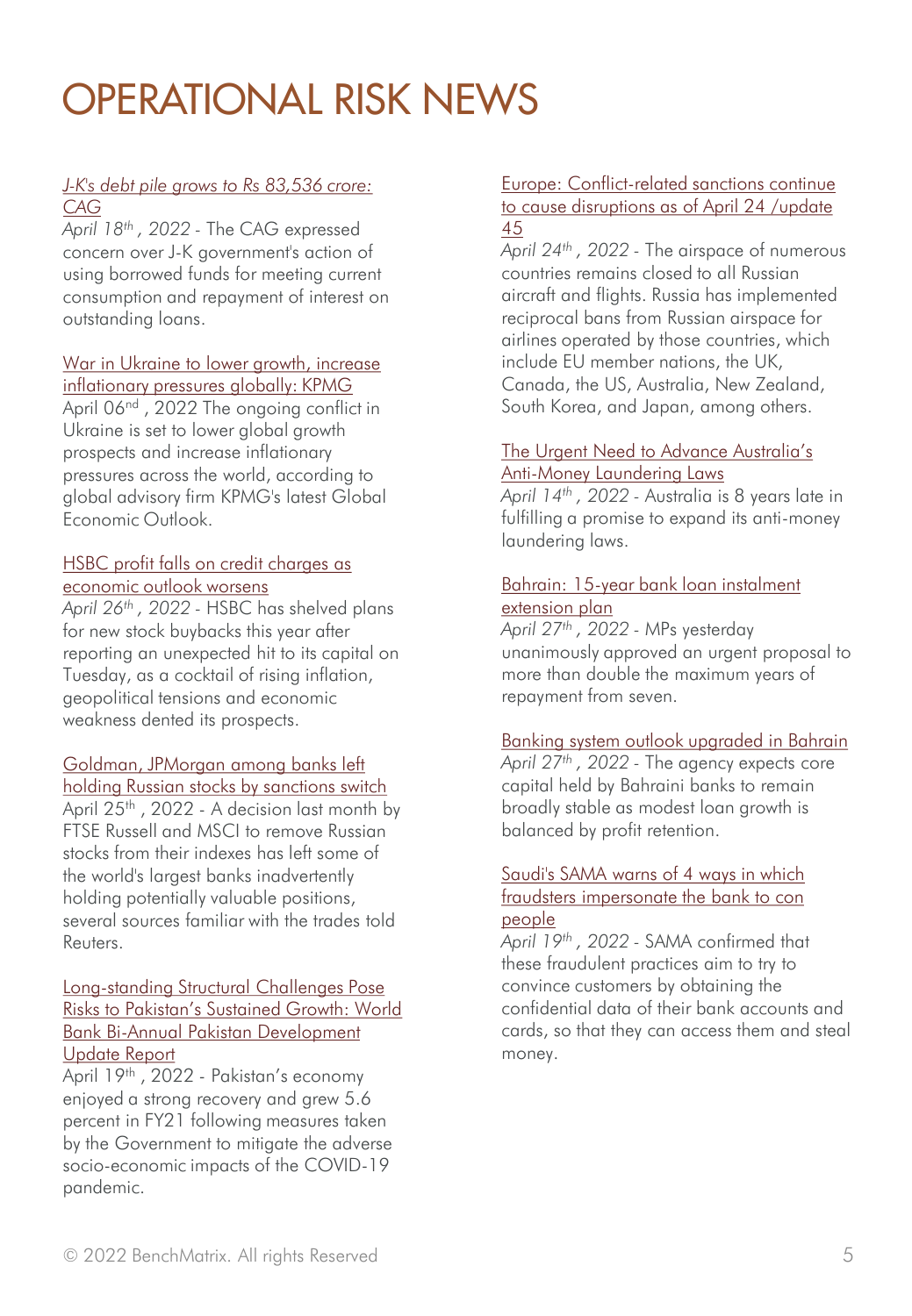# OPERATIONAL RISK NEWS

[*J-K's debt pile grows to Rs 83,536 crore: CAG*]

*April 18th , 2022* - The CAG expressed concern over J-K government's action of using borrowed funds for meeting current consumption and repayment of interest on outstanding loans.

[War in Ukraine to lower growth, increase inflationary pressures globally: KPMG]

April 06nd , 2022 The ongoing conflict in Ukraine is set to lower global growth prospects and increase inflationary pressures across the world, according to global advisory firm KPMG's latest Global Economic Outlook.

[HSBC profit falls on credit charges as economic outlook worsens]

*April 26th , 2022* - HSBC has shelved plans for new stock buybacks this year after reporting an unexpected hit to its capital on Tuesday, as a cocktail of rising inflation, geopolitical tensions and economic weakness dented its prospects.

[Goldman, JPMorgan among banks left holding Russian stocks by sanctions switch]

April 25th , 2022 - A decision last month by FTSE Russell and MSCI to remove Russian stocks from their indexes has left some of the world's largest banks inadvertently holding potentially valuable positions, several sources familiar with the trades told Reuters.

[Long-standing Structural Challenges Pose Risks to Pakistan's Sustained Growth: World Bank Bi-Annual Pakistan Development Update Report]

April 19th , 2022 - Pakistan's economy enjoyed a strong recovery and grew 5.6 percent in FY21 following measures taken by the Government to mitigate the adverse socio-economic impacts of the COVID-19 pandemic.

[Europe: Conflict-related sanctions continue to cause disruptions as of April 24 /update 45]

*April 24th , 2022* - The airspace of numerous countries remains closed to all Russian aircraft and flights. Russia has implemented reciprocal bans from Russian airspace for airlines operated by those countries, which include EU member nations, the UK, Canada, the US, Australia, New Zealand, South Korea, and Japan, among others.

[The Urgent Need to Advance Australia's Anti-Money Laundering Laws]

*April 14th , 2022* - Australia is 8 years late in fulfilling a promise to expand its anti-money laundering laws.

[Bahrain: 15-year bank loan instalment extension plan]

*April 27th , 2022* - MPs yesterday unanimously approved an urgent proposal to more than double the maximum years of repayment from seven.

[Banking system outlook upgraded in Bahrain]

*April 27th , 2022* - The agency expects core capital held by Bahraini banks to remain broadly stable as modest loan growth is balanced by profit retention.

[Saudi's SAMA warns of 4 ways in which fraudsters impersonate the bank to con people]

*April 19th , 2022* - SAMA confirmed that these fraudulent practices aim to try to convince customers by obtaining the confidential data of their bank accounts and cards, so that they can access them and steal money.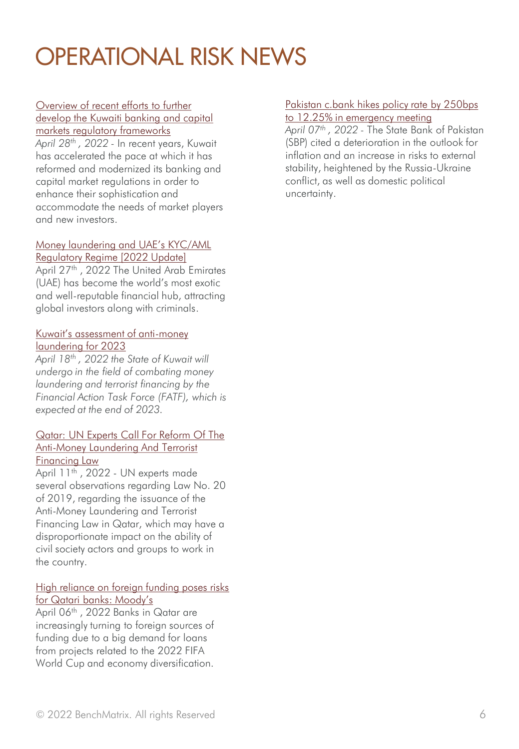# OPERATIONAL RISK NEWS

[Overview of recent efforts to further develop the Kuwaiti banking and capital markets regulatory frameworks]

*April 28th, 2022* - In recent years, Kuwait has accelerated the pace at which it has reformed and modernized its banking and capital market regulations in order to enhance their sophistication and accommodate the needs of market players and new investors.

[Money laundering and UAE's KYC/AML Regulatory Regime [2022 Update]]

April 27th, 2022 The United Arab Emirates (UAE) has become the world's most exotic and well-reputable financial hub, attracting global investors along with criminals.

[Kuwait's assessment of anti-money laundering for 2023]

*April 18th, 2022 the State of Kuwait will undergo in the field of combating money laundering and terrorist financing by the Financial Action Task Force (FATF), which is expected at the end of 2023.*

[Qatar: UN Experts Call For Reform Of The Anti-Money Laundering And Terrorist Financing Law]

April 11th, 2022 - UN experts made several observations regarding Law No. 20 of 2019, regarding the issuance of the Anti-Money Laundering and Terrorist Financing Law in Qatar, which may have a disproportionate impact on the ability of civil society actors and groups to work in the country.

[High reliance on foreign funding poses risks for Qatari banks: Moody's]

April 06th, 2022 Banks in Qatar are increasingly turning to foreign sources of funding due to a big demand for loans from projects related to the 2022 FIFA World Cup and economy diversification.

[Pakistan c.bank hikes policy rate by 250bps to 12.25% in emergency meeting]

*April 07th, 2022* - The State Bank of Pakistan (SBP) cited a deterioration in the outlook for inflation and an increase in risks to external stability, heightened by the Russia-Ukraine conflict, as well as domestic political uncertainty.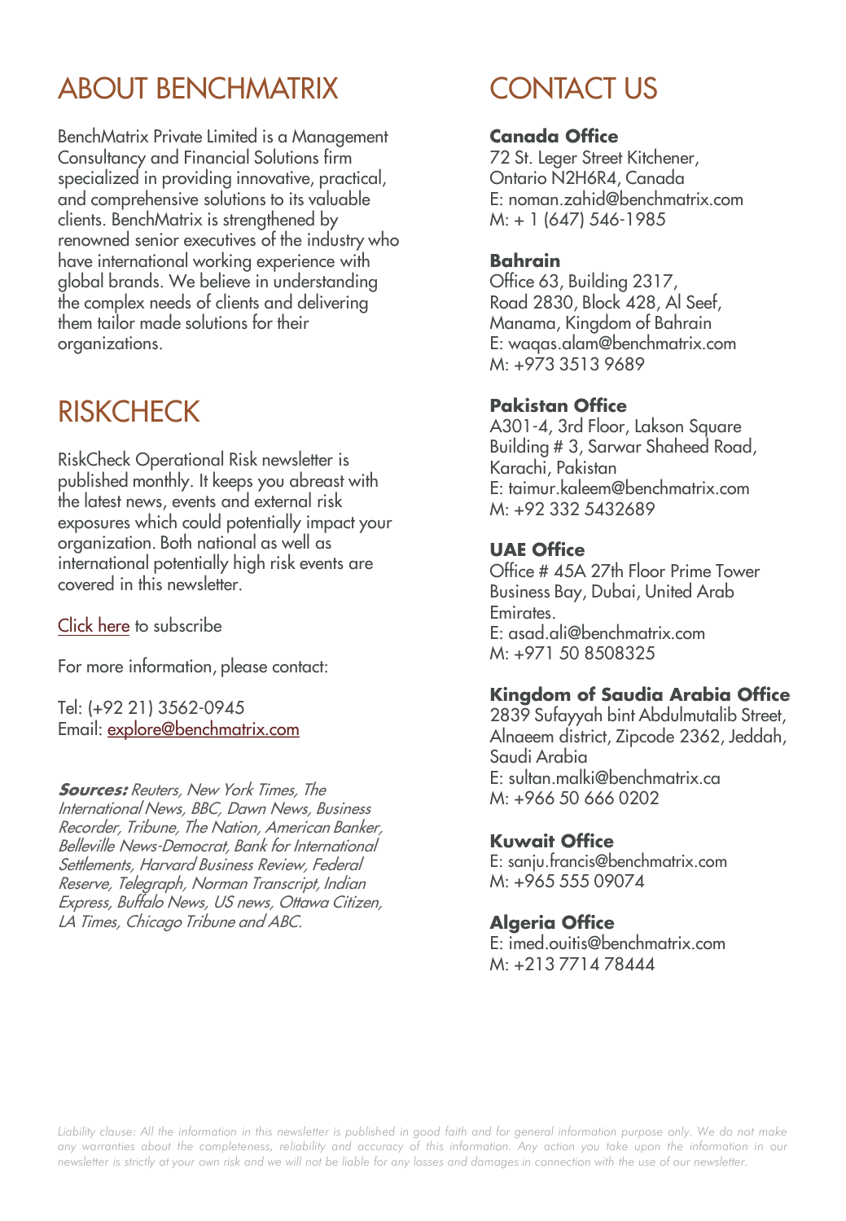## ABOUT BENCHMATRIX

BenchMatrix Private Limited is a Management Consultancy and Financial Solutions firm specialized in providing innovative, practical, and comprehensive solutions to its valuable clients. BenchMatrix is strengthened by renowned senior executives of the industry who have international working experience with global brands. We believe in understanding the complex needs of clients and delivering them tailor made solutions for their organizations.

## RISKCHECK

RiskCheck Operational Risk newsletter is published monthly. It keeps you abreast with the latest news, events and external risk exposures which could potentially impact your organization. Both national as well as international potentially high risk events are covered in this newsletter.

Click here to subscribe

For more information, please contact:

Tel: (+92 21) 3562-0945
Email: explore@benchmatrix.com

***Sources:*** *Reuters, New York Times, The International News, BBC, Dawn News, Business Recorder, Tribune, The Nation, American Banker, Belleville News-Democrat, Bank for International Settlements, Harvard Business Review, Federal Reserve, Telegraph, Norman Transcript, Indian Express, Buffalo News, US news, Ottawa Citizen, LA Times, Chicago Tribune and ABC.*

## CONTACT US

**Canada Office**
72 St. Leger Street Kitchener,
Ontario N2H6R4, Canada
E: noman.zahid@benchmatrix.com
M: + 1 (647) 546-1985

**Bahrain**
Office 63, Building 2317,
Road 2830, Block 428, Al Seef,
Manama, Kingdom of Bahrain
E: waqas.alam@benchmatrix.com
M: +973 3513 9689

**Pakistan Office**
A301-4, 3rd Floor, Lakson Square
Building # 3, Sarwar Shaheed Road,
Karachi, Pakistan
E: taimur.kaleem@benchmatrix.com
M: +92 332 5432689

**UAE Office**
Office # 45A 27th Floor Prime Tower
Business Bay, Dubai, United Arab
Emirates.
E: asad.ali@benchmatrix.com
M: +971 50 8508325

**Kingdom of Saudia Arabia Office**
2839 Sufayyah bint Abdulmutalib Street,
Alnaeem district, Zipcode 2362, Jeddah,
Saudi Arabia
E: sultan.malki@benchmatrix.ca
M: +966 50 666 0202

**Kuwait Office**
E: sanju.francis@benchmatrix.com
M: +965 555 09074

**Algeria Office**
E: imed.ouitis@benchmatrix.com
M: +213 7714 78444

*Liability clause: All the information in this newsletter is published in good faith and for general information purpose only. We do not make any warranties about the completeness, reliability and accuracy of this information. Any action you take upon the information in our newsletter is strictly at your own risk and we will not be liable for any losses and damages in connection with the use of our newsletter.*